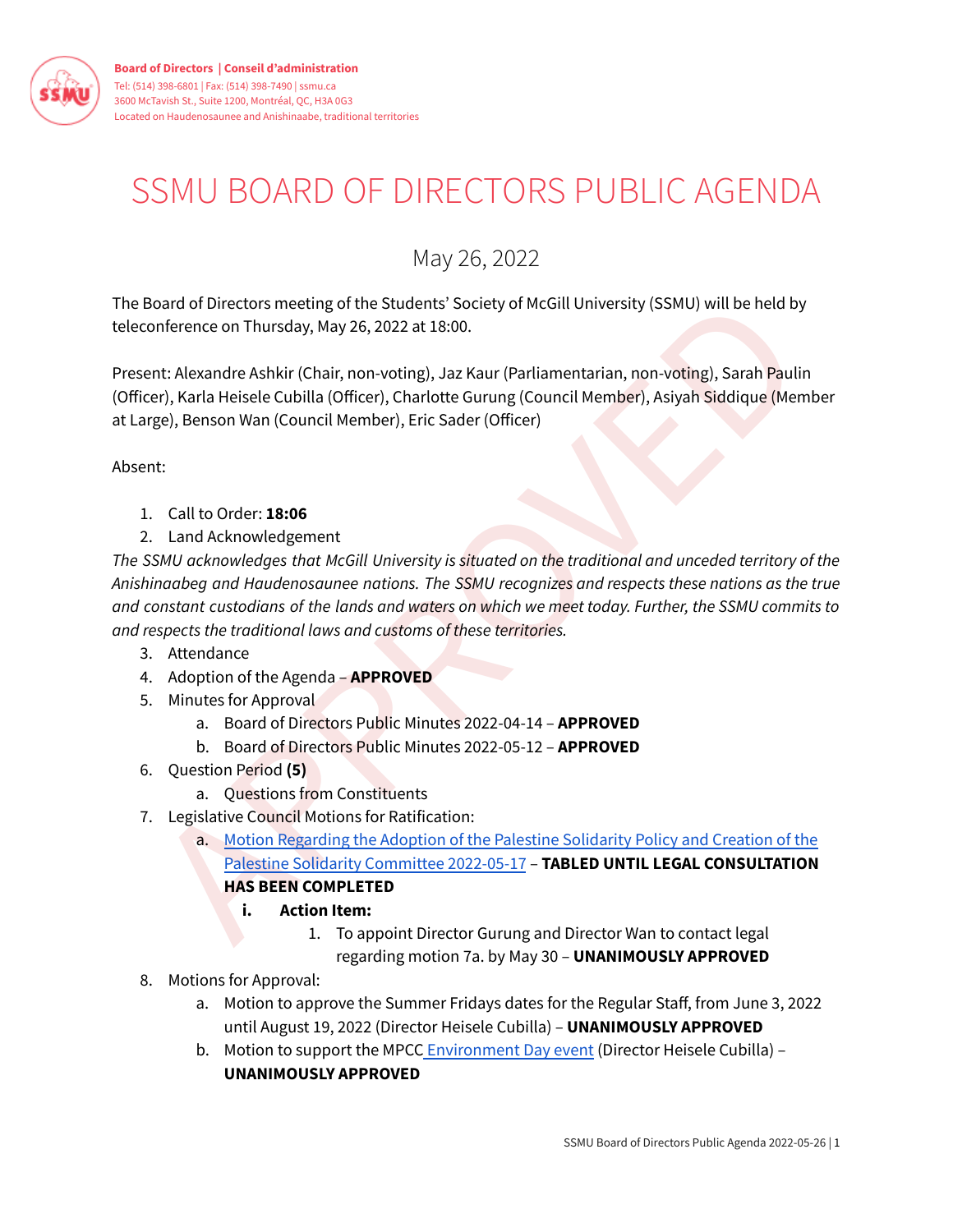Board of Directors | Conseil d'administration
Tel: (514) 398-6801 | Fax: (514) 398-7490 | ssmu.ca
3600 McTavish St., Suite 1200, Montréal, QC, H3A 0G3
Located on Haudenosaunee and Anishinaabe, traditional territories

# SSMU BOARD OF DIRECTORS PUBLIC AGENDA

## May 26, 2022

The Board of Directors meeting of the Students' Society of McGill University (SSMU) will be held by teleconference on Thursday, May 26, 2022 at 18:00.

Present: Alexandre Ashkir (Chair, non-voting), Jaz Kaur (Parliamentarian, non-voting), Sarah Paulin (Officer), Karla Heisele Cubilla (Officer), Charlotte Gurung (Council Member), Asiyah Siddique (Member at Large), Benson Wan (Council Member), Eric Sader (Officer)

Absent:

1. Call to Order: **18:06**
2. Land Acknowledgement

*The SSMU acknowledges that McGill University is situated on the traditional and unceded territory of the Anishinaabeg and Haudenosaunee nations. The SSMU recognizes and respects these nations as the true and constant custodians of the lands and waters on which we meet today. Further, the SSMU commits to and respects the traditional laws and customs of these territories.*

3. Attendance
4. Adoption of the Agenda – **APPROVED**
5. Minutes for Approval
   a. Board of Directors Public Minutes 2022-04-14 – **APPROVED**
   b. Board of Directors Public Minutes 2022-05-12 – **APPROVED**
6. Question Period **(5)**
   a. Questions from Constituents
7. Legislative Council Motions for Ratification:
   a. Motion Regarding the Adoption of the Palestine Solidarity Policy and Creation of the Palestine Solidarity Committee 2022-05-17 – **TABLED UNTIL LEGAL CONSULTATION HAS BEEN COMPLETED**
      i. **Action Item:**
         1. To appoint Director Gurung and Director Wan to contact legal regarding motion 7a. by May 30 – **UNANIMOUSLY APPROVED**
8. Motions for Approval:
   a. Motion to approve the Summer Fridays dates for the Regular Staff, from June 3, 2022 until August 19, 2022 (Director Heisele Cubilla) – **UNANIMOUSLY APPROVED**
   b. Motion to support the MPCC Environment Day event (Director Heisele Cubilla) – **UNANIMOUSLY APPROVED**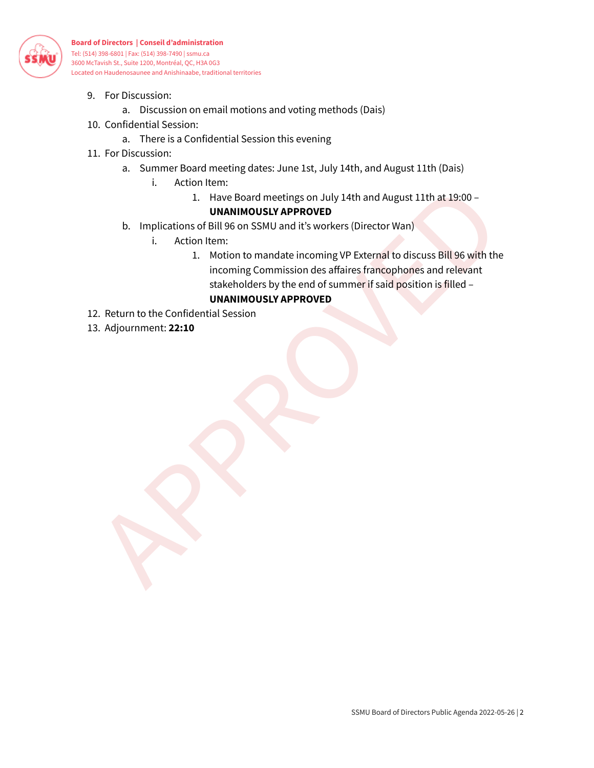9. For Discussion:
    a. Discussion on email motions and voting methods (Dais)
10. Confidential Session:
    a. There is a Confidential Session this evening
11. For Discussion:
    a. Summer Board meeting dates: June 1st, July 14th, and August 11th (Dais)
        i. Action Item:
            1. Have Board meetings on July 14th and August 11th at 19:00 – **UNANIMOUSLY APPROVED**
    b. Implications of Bill 96 on SSMU and it's workers (Director Wan)
        i. Action Item:
            1. Motion to mandate incoming VP External to discuss Bill 96 with the incoming Commission des affaires francophones and relevant stakeholders by the end of summer if said position is filled – **UNANIMOUSLY APPROVED**
12. Return to the Confidential Session
13. Adjournment: **22:10**